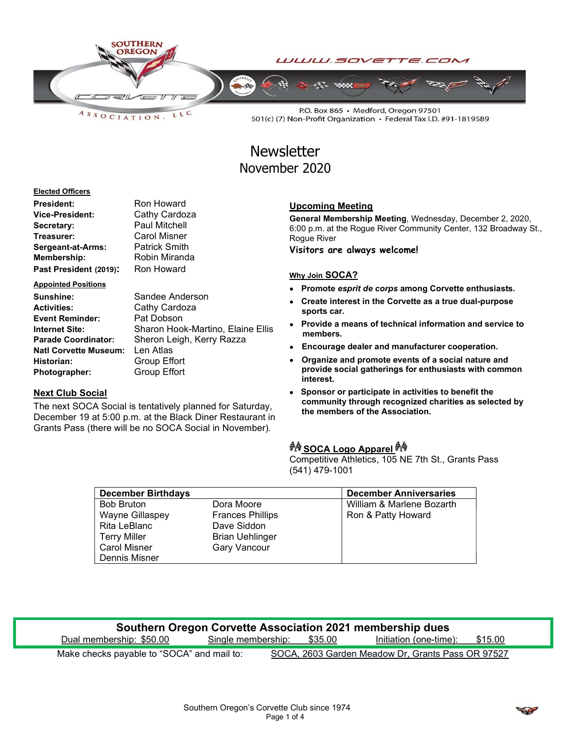SOUTHERN OREGON CORVETTE ASSOCIATION, LLC

WWW.SOVETTE.COM

P.O. Box 865 • Medford, Oregon 97501
501(c) (7) Non-Profit Organization • Federal Tax I.D. #91-1819589

# Newsletter
## November 2020

**Elected Officers**

| | |
|---|---|
| **President:** | Ron Howard |
| **Vice-President:** | Cathy Cardoza |
| **Secretary:** | Paul Mitchell |
| **Treasurer:** | Carol Misner |
| **Sergeant-at-Arms:** | Patrick Smith |
| **Membership:** | Robin Miranda |
| **Past President (2019):** | Ron Howard |

**Appointed Positions**

| | |
|---|---|
| **Sunshine:** | Sandee Anderson |
| **Activities:** | Cathy Cardoza |
| **Event Reminder:** | Pat Dobson |
| **Internet Site:** | Sharon Hook-Martino, Elaine Ellis |
| **Parade Coordinator:** | Sheron Leigh, Kerry Razza |
| **Natl Corvette Museum:** | Len Atlas |
| **Historian:** | Group Effort |
| **Photographer:** | Group Effort |

### Next Club Social

The next SOCA Social is tentatively planned for Saturday, December 19 at 5:00 p.m. at the Black Diner Restaurant in Grants Pass (there will be no SOCA Social in November).

### Upcoming Meeting

**General Membership Meeting**, Wednesday, December 2, 2020, 6:00 p.m. at the Rogue River Community Center, 132 Broadway St., Rogue River

**Visitors are always welcome!**

### Why Join SOCA?

- **Promote *esprit de corps* among Corvette enthusiasts.**
- **Create interest in the Corvette as a true dual-purpose sports car.**
- **Provide a means of technical information and service to members.**
- **Encourage dealer and manufacturer cooperation.**
- **Organize and promote events of a social nature and provide social gatherings for enthusiasts with common interest.**
- **Sponsor or participate in activities to benefit the community through recognized charities as selected by the members of the Association.**

### SOCA Logo Apparel

Competitive Athletics, 105 NE 7th St., Grants Pass
(541) 479-1001

| December Birthdays | | December Anniversaries |
|---|---|---|
| Bob Bruton | Dora Moore | William & Marlene Bozarth |
| Wayne Gillaspey | Frances Phillips | Ron & Patty Howard |
| Rita LeBlanc | Dave Siddon | |
| Terry Miller | Brian Uehlinger | |
| Carol Misner | Gary Vancour | |
| Dennis Misner | | |

**Southern Oregon Corvette Association 2021 membership dues**

Dual membership: $50.00 | Single membership: $35.00 | Initiation (one-time): $15.00

Make checks payable to "SOCA" and mail to: SOCA, 2603 Garden Meadow Dr, Grants Pass OR 97527

Southern Oregon's Corvette Club since 1974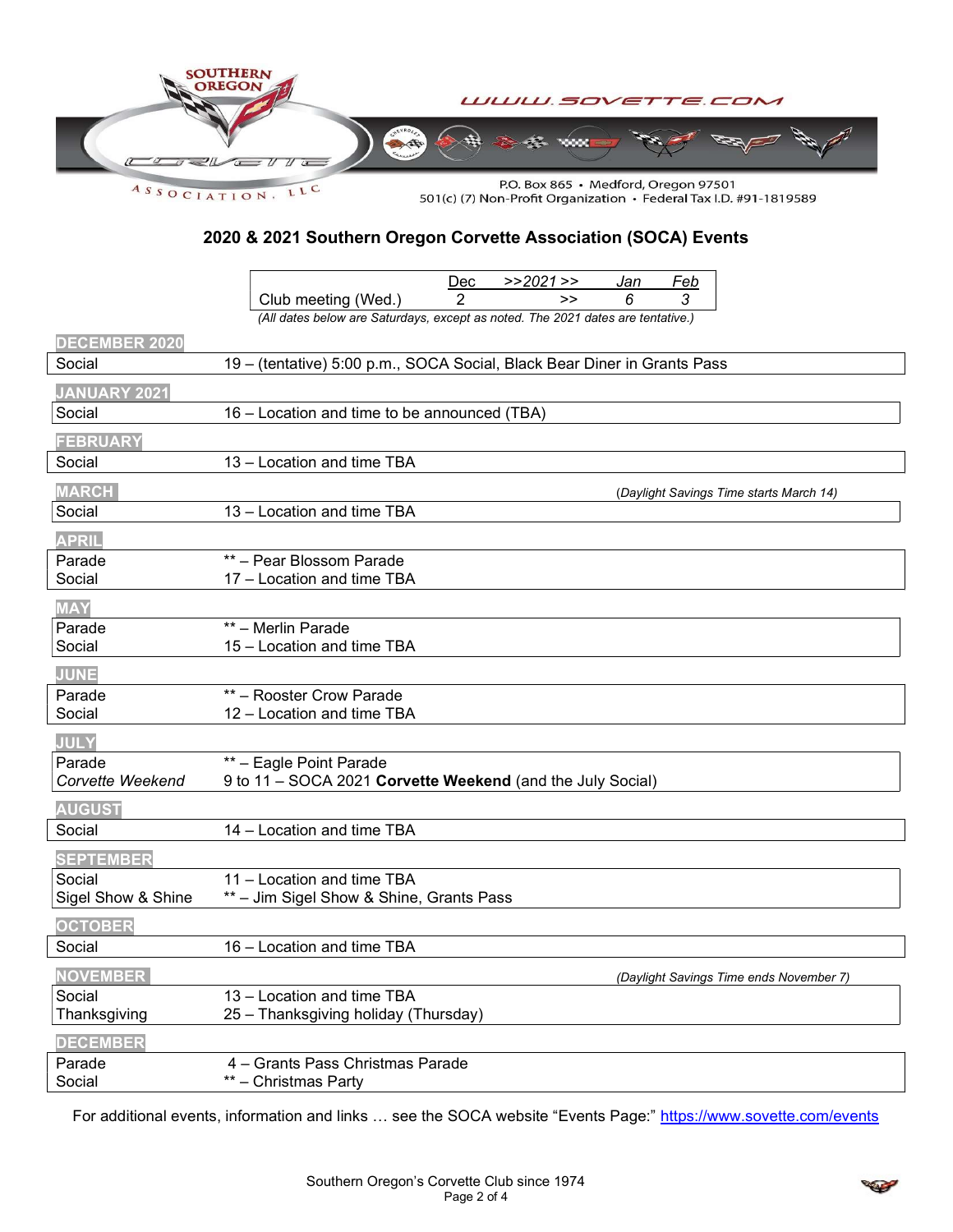SOUTHERN OREGON CORVETTE ASSOCIATION, LLC

WWW.SOVETTE.COM

P.O. Box 865 • Medford, Oregon 97501
501(c) (7) Non-Profit Organization • Federal Tax I.D. #91-1819589

## 2020 & 2021 Southern Oregon Corvette Association (SOCA) Events

| | Dec | >>2021>> | Jan | Feb |
|---|---|---|---|---|
| Club meeting (Wed.) | 2 | >> | 6 | 3 |

*(All dates below are Saturdays, except as noted. The 2021 dates are tentative.)*

### DECEMBER 2020

| | |
|---|---|
| Social | 19 – (tentative) 5:00 p.m., SOCA Social, Black Bear Diner in Grants Pass |

### JANUARY 2021

| | |
|---|---|
| Social | 16 – Location and time to be announced (TBA) |

### FEBRUARY

| | |
|---|---|
| Social | 13 – Location and time TBA |

### MARCH

*(Daylight Savings Time starts March 14)*

| | |
|---|---|
| Social | 13 – Location and time TBA |

### APRIL

| | |
|---|---|
| Parade | ** – Pear Blossom Parade |
| Social | 17 – Location and time TBA |

### MAY

| | |
|---|---|
| Parade | ** – Merlin Parade |
| Social | 15 – Location and time TBA |

### JUNE

| | |
|---|---|
| Parade | ** – Rooster Crow Parade |
| Social | 12 – Location and time TBA |

### JULY

| | |
|---|---|
| Parade | ** – Eagle Point Parade |
| *Corvette Weekend* | 9 to 11 – SOCA 2021 **Corvette Weekend** (and the July Social) |

### AUGUST

| | |
|---|---|
| Social | 14 – Location and time TBA |

### SEPTEMBER

| | |
|---|---|
| Social | 11 – Location and time TBA |
| Sigel Show & Shine | ** – Jim Sigel Show & Shine, Grants Pass |

### OCTOBER

| | |
|---|---|
| Social | 16 – Location and time TBA |

### NOVEMBER

*(Daylight Savings Time ends November 7)*

| | |
|---|---|
| Social | 13 – Location and time TBA |
| Thanksgiving | 25 – Thanksgiving holiday (Thursday) |

### DECEMBER

| | |
|---|---|
| Parade | 4 – Grants Pass Christmas Parade |
| Social | ** – Christmas Party |

For additional events, information and links … see the SOCA website "Events Page:" https://www.sovette.com/events

Southern Oregon's Corvette Club since 1974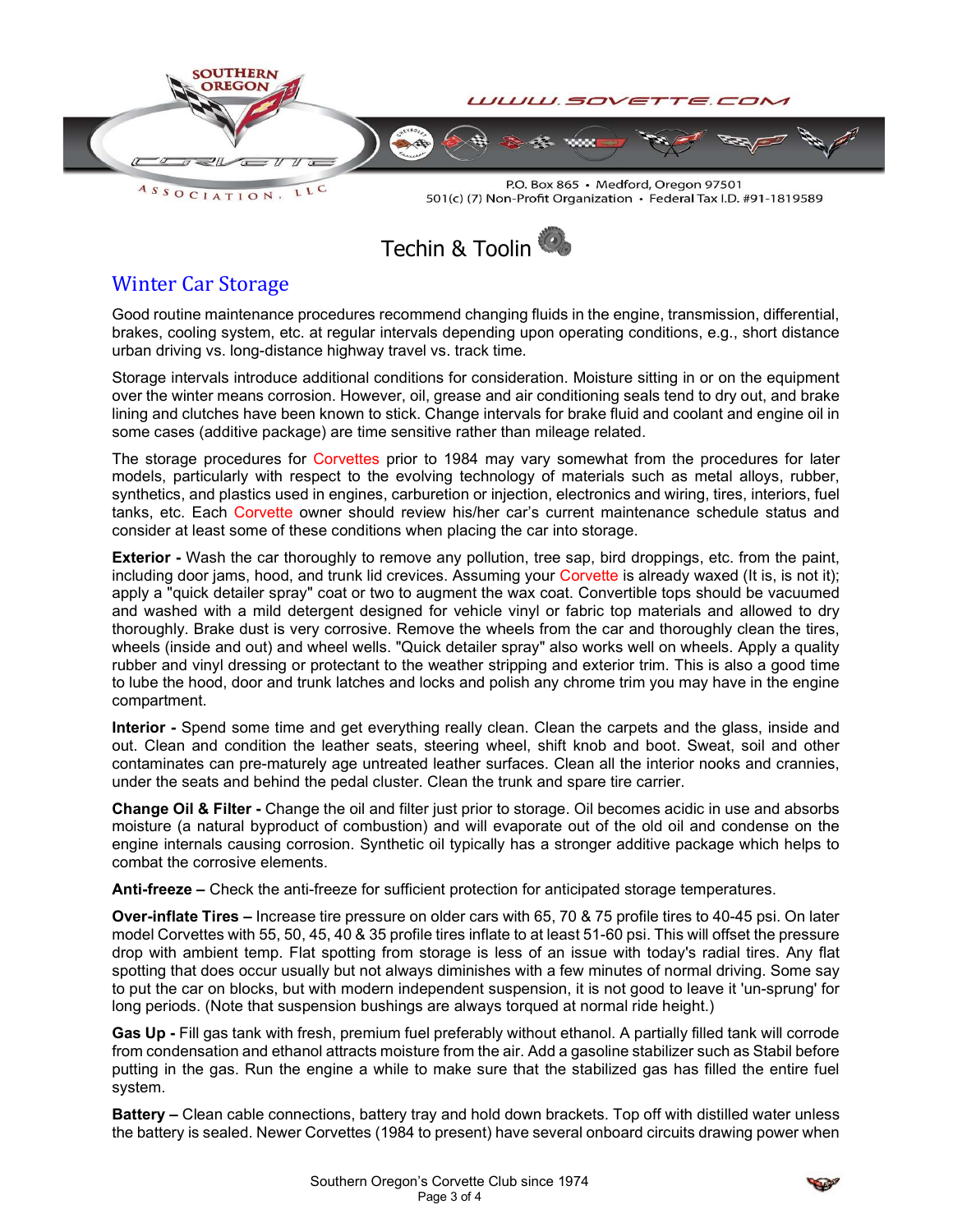# Techin & Toolin

## Winter Car Storage

Good routine maintenance procedures recommend changing fluids in the engine, transmission, differential, brakes, cooling system, etc. at regular intervals depending upon operating conditions, e.g., short distance urban driving vs. long-distance highway travel vs. track time.

Storage intervals introduce additional conditions for consideration. Moisture sitting in or on the equipment over the winter means corrosion. However, oil, grease and air conditioning seals tend to dry out, and brake lining and clutches have been known to stick. Change intervals for brake fluid and coolant and engine oil in some cases (additive package) are time sensitive rather than mileage related.

The storage procedures for Corvettes prior to 1984 may vary somewhat from the procedures for later models, particularly with respect to the evolving technology of materials such as metal alloys, rubber, synthetics, and plastics used in engines, carburetion or injection, electronics and wiring, tires, interiors, fuel tanks, etc. Each Corvette owner should review his/her car's current maintenance schedule status and consider at least some of these conditions when placing the car into storage.

**Exterior -** Wash the car thoroughly to remove any pollution, tree sap, bird droppings, etc. from the paint, including door jams, hood, and trunk lid crevices. Assuming your Corvette is already waxed (It is, is not it); apply a "quick detailer spray" coat or two to augment the wax coat. Convertible tops should be vacuumed and washed with a mild detergent designed for vehicle vinyl or fabric top materials and allowed to dry thoroughly. Brake dust is very corrosive. Remove the wheels from the car and thoroughly clean the tires, wheels (inside and out) and wheel wells. "Quick detailer spray" also works well on wheels. Apply a quality rubber and vinyl dressing or protectant to the weather stripping and exterior trim. This is also a good time to lube the hood, door and trunk latches and locks and polish any chrome trim you may have in the engine compartment.

**Interior -** Spend some time and get everything really clean. Clean the carpets and the glass, inside and out. Clean and condition the leather seats, steering wheel, shift knob and boot. Sweat, soil and other contaminates can pre-maturely age untreated leather surfaces. Clean all the interior nooks and crannies, under the seats and behind the pedal cluster. Clean the trunk and spare tire carrier.

**Change Oil & Filter -** Change the oil and filter just prior to storage. Oil becomes acidic in use and absorbs moisture (a natural byproduct of combustion) and will evaporate out of the old oil and condense on the engine internals causing corrosion. Synthetic oil typically has a stronger additive package which helps to combat the corrosive elements.

**Anti-freeze –** Check the anti-freeze for sufficient protection for anticipated storage temperatures.

**Over-inflate Tires –** Increase tire pressure on older cars with 65, 70 & 75 profile tires to 40-45 psi. On later model Corvettes with 55, 50, 45, 40 & 35 profile tires inflate to at least 51-60 psi. This will offset the pressure drop with ambient temp. Flat spotting from storage is less of an issue with today's radial tires. Any flat spotting that does occur usually but not always diminishes with a few minutes of normal driving. Some say to put the car on blocks, but with modern independent suspension, it is not good to leave it 'un-sprung' for long periods. (Note that suspension bushings are always torqued at normal ride height.)

**Gas Up -** Fill gas tank with fresh, premium fuel preferably without ethanol. A partially filled tank will corrode from condensation and ethanol attracts moisture from the air. Add a gasoline stabilizer such as Stabil before putting in the gas. Run the engine a while to make sure that the stabilized gas has filled the entire fuel system.

**Battery –** Clean cable connections, battery tray and hold down brackets. Top off with distilled water unless the battery is sealed. Newer Corvettes (1984 to present) have several onboard circuits drawing power when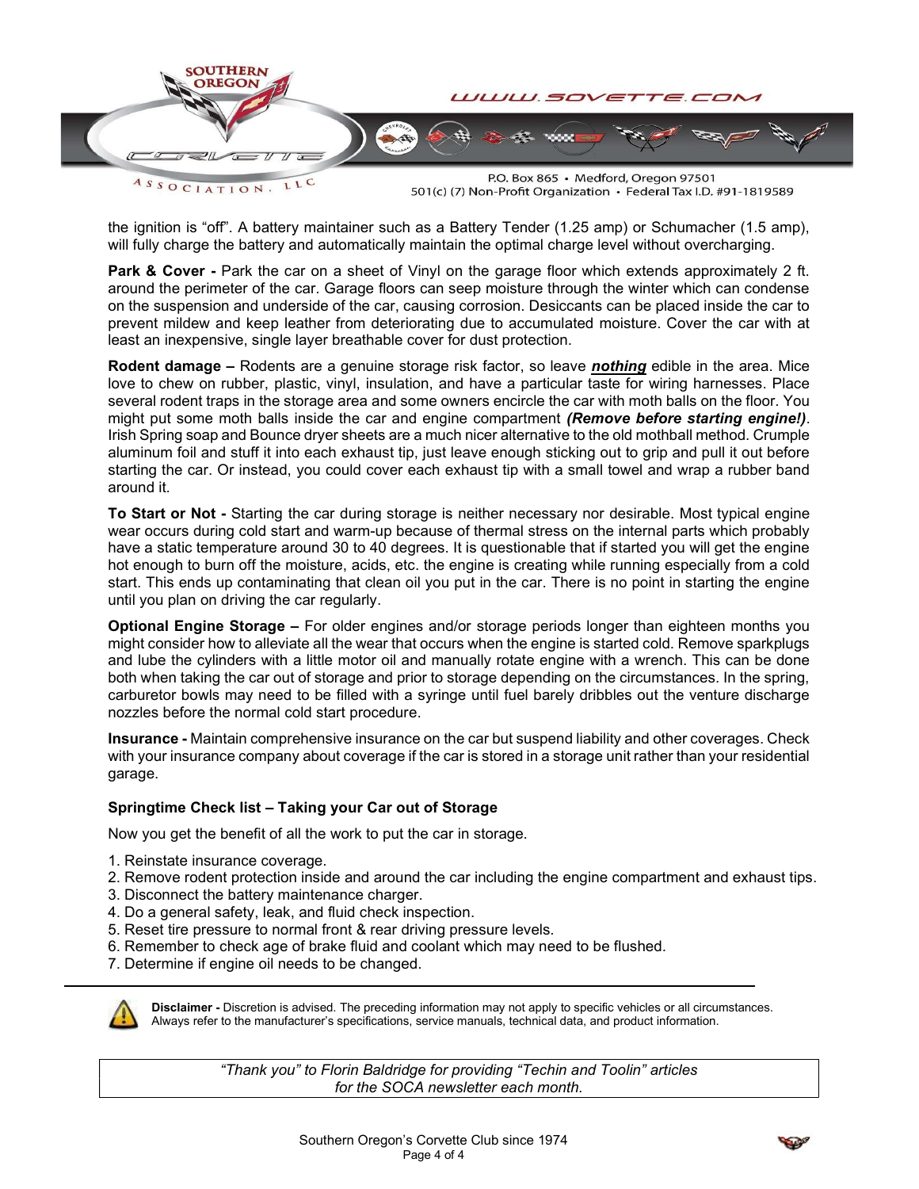the ignition is "off". A battery maintainer such as a Battery Tender (1.25 amp) or Schumacher (1.5 amp), will fully charge the battery and automatically maintain the optimal charge level without overcharging.

**Park & Cover -** Park the car on a sheet of Vinyl on the garage floor which extends approximately 2 ft. around the perimeter of the car. Garage floors can seep moisture through the winter which can condense on the suspension and underside of the car, causing corrosion. Desiccants can be placed inside the car to prevent mildew and keep leather from deteriorating due to accumulated moisture. Cover the car with at least an inexpensive, single layer breathable cover for dust protection.

**Rodent damage –** Rodents are a genuine storage risk factor, so leave ***nothing*** edible in the area. Mice love to chew on rubber, plastic, vinyl, insulation, and have a particular taste for wiring harnesses. Place several rodent traps in the storage area and some owners encircle the car with moth balls on the floor. You might put some moth balls inside the car and engine compartment ***(Remove before starting engine!)***. Irish Spring soap and Bounce dryer sheets are a much nicer alternative to the old mothball method. Crumple aluminum foil and stuff it into each exhaust tip, just leave enough sticking out to grip and pull it out before starting the car. Or instead, you could cover each exhaust tip with a small towel and wrap a rubber band around it.

**To Start or Not -** Starting the car during storage is neither necessary nor desirable. Most typical engine wear occurs during cold start and warm-up because of thermal stress on the internal parts which probably have a static temperature around 30 to 40 degrees. It is questionable that if started you will get the engine hot enough to burn off the moisture, acids, etc. the engine is creating while running especially from a cold start. This ends up contaminating that clean oil you put in the car. There is no point in starting the engine until you plan on driving the car regularly.

**Optional Engine Storage –** For older engines and/or storage periods longer than eighteen months you might consider how to alleviate all the wear that occurs when the engine is started cold. Remove sparkplugs and lube the cylinders with a little motor oil and manually rotate engine with a wrench. This can be done both when taking the car out of storage and prior to storage depending on the circumstances. In the spring, carburetor bowls may need to be filled with a syringe until fuel barely dribbles out the venture discharge nozzles before the normal cold start procedure.

**Insurance -** Maintain comprehensive insurance on the car but suspend liability and other coverages. Check with your insurance company about coverage if the car is stored in a storage unit rather than your residential garage.

**Springtime Check list – Taking your Car out of Storage**

Now you get the benefit of all the work to put the car in storage.

1. Reinstate insurance coverage.
2. Remove rodent protection inside and around the car including the engine compartment and exhaust tips.
3. Disconnect the battery maintenance charger.
4. Do a general safety, leak, and fluid check inspection.
5. Reset tire pressure to normal front & rear driving pressure levels.
6. Remember to check age of brake fluid and coolant which may need to be flushed.
7. Determine if engine oil needs to be changed.

---

**Disclaimer -** Discretion is advised. The preceding information may not apply to specific vehicles or all circumstances. Always refer to the manufacturer's specifications, service manuals, technical data, and product information.

*"Thank you" to Florin Baldridge for providing "Techin and Toolin" articles for the SOCA newsletter each month.*